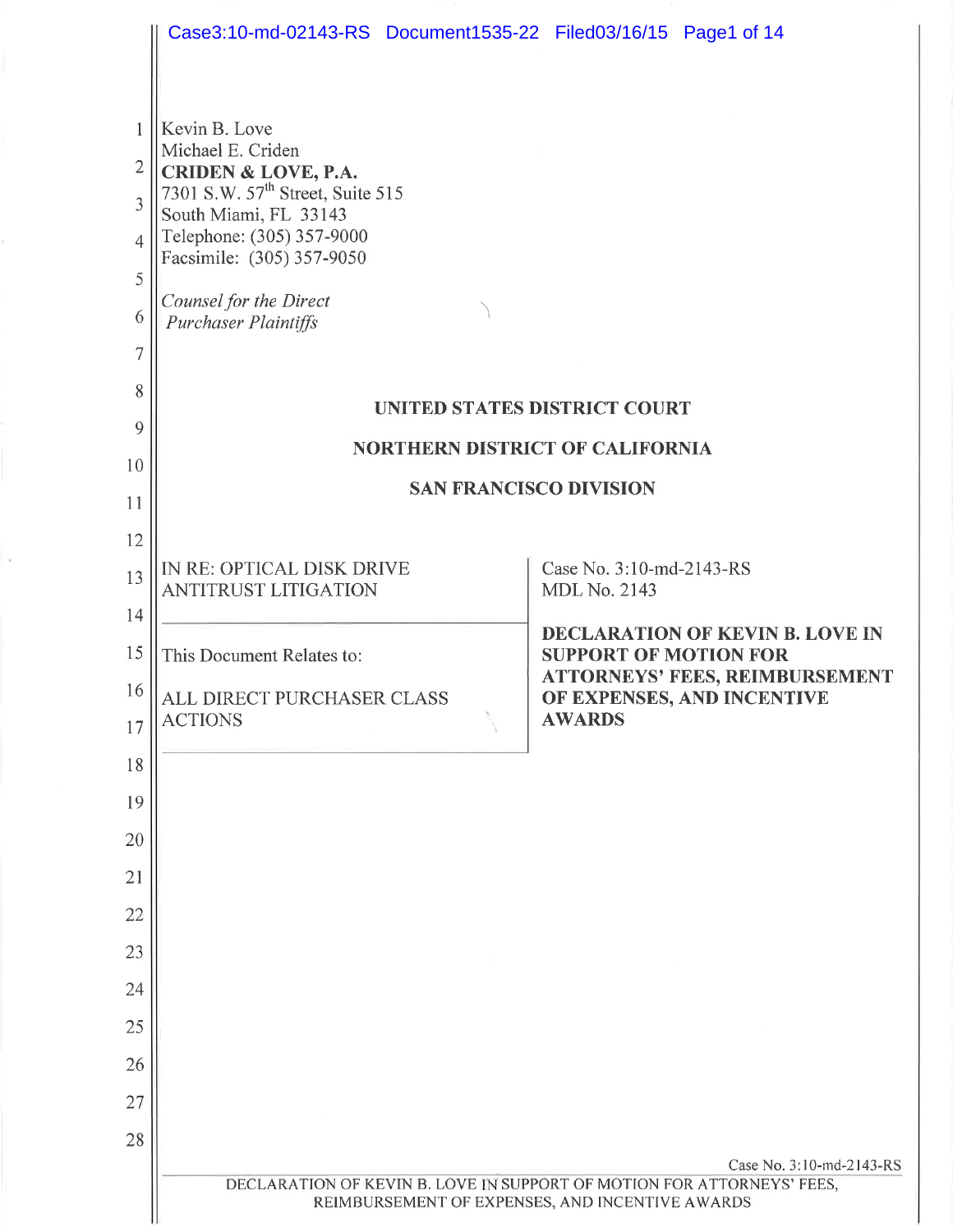Kevin B. Love
Michael E. Criden
**CRIDEN & LOVE, P.A.**
7301 S.W. 57th Street, Suite 515
South Miami, FL 33143
Telephone: (305) 357-9000
Facsimile: (305) 357-9050

*Counsel for the Direct Purchaser Plaintiffs*

**UNITED STATES DISTRICT COURT**

**NORTHERN DISTRICT OF CALIFORNIA**

**SAN FRANCISCO DIVISION**

| | |
|---|---|
| IN RE: OPTICAL DISK DRIVE ANTITRUST LITIGATION | Case No. 3:10-md-2143-RS<br>MDL No. 2143 |
| This Document Relates to:<br><br>ALL DIRECT PURCHASER CLASS ACTIONS | **DECLARATION OF KEVIN B. LOVE IN SUPPORT OF MOTION FOR ATTORNEYS' FEES, REIMBURSEMENT OF EXPENSES, AND INCENTIVE AWARDS** |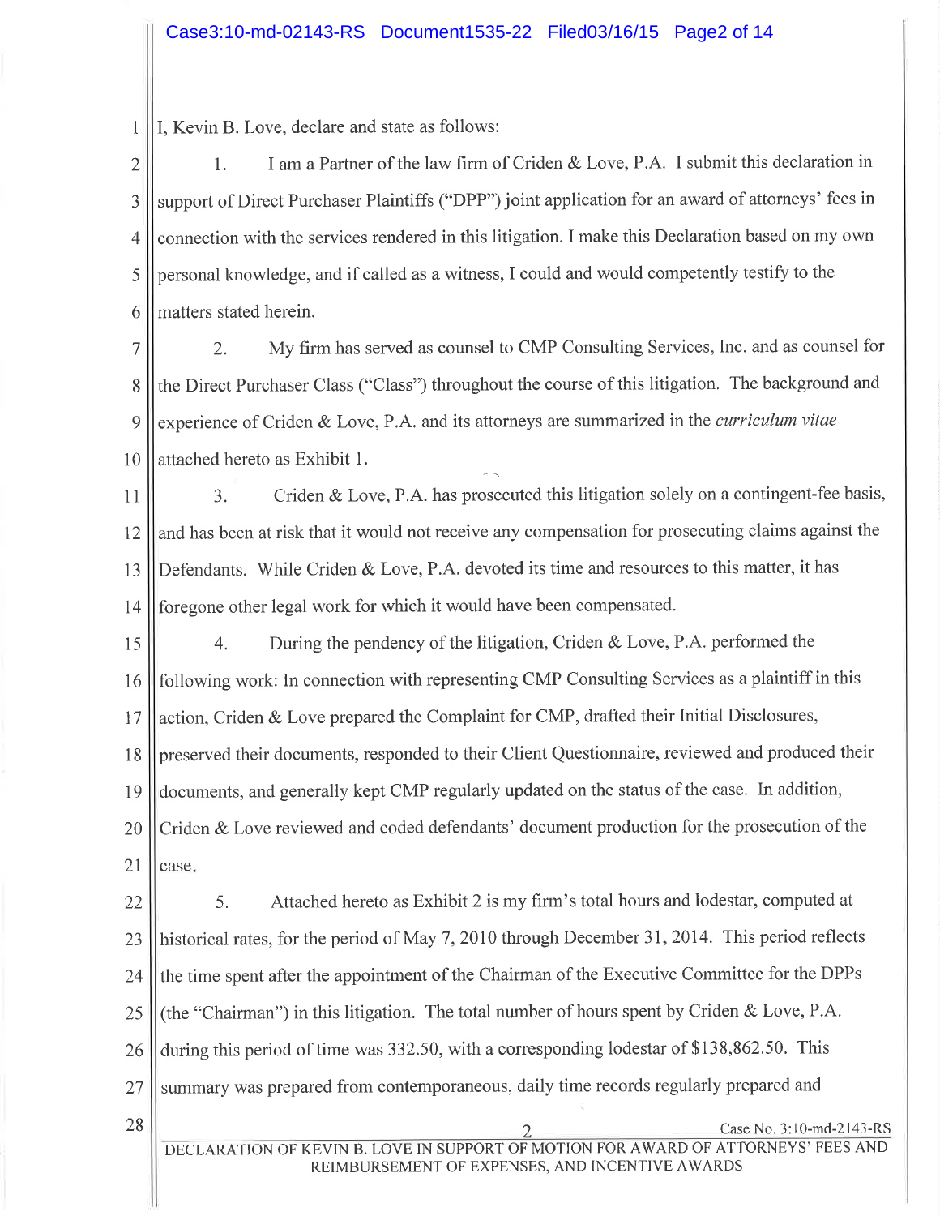I, Kevin B. Love, declare and state as follows:

1. I am a Partner of the law firm of Criden & Love, P.A. I submit this declaration in support of Direct Purchaser Plaintiffs ("DPP") joint application for an award of attorneys' fees in connection with the services rendered in this litigation. I make this Declaration based on my own personal knowledge, and if called as a witness, I could and would competently testify to the matters stated herein.

2. My firm has served as counsel to CMP Consulting Services, Inc. and as counsel for the Direct Purchaser Class ("Class") throughout the course of this litigation. The background and experience of Criden & Love, P.A. and its attorneys are summarized in the *curriculum vitae* attached hereto as Exhibit 1.

3. Criden & Love, P.A. has prosecuted this litigation solely on a contingent-fee basis, and has been at risk that it would not receive any compensation for prosecuting claims against the Defendants. While Criden & Love, P.A. devoted its time and resources to this matter, it has foregone other legal work for which it would have been compensated.

4. During the pendency of the litigation, Criden & Love, P.A. performed the following work: In connection with representing CMP Consulting Services as a plaintiff in this action, Criden & Love prepared the Complaint for CMP, drafted their Initial Disclosures, preserved their documents, responded to their Client Questionnaire, reviewed and produced their documents, and generally kept CMP regularly updated on the status of the case. In addition, Criden & Love reviewed and coded defendants' document production for the prosecution of the case.

5. Attached hereto as Exhibit 2 is my firm's total hours and lodestar, computed at historical rates, for the period of May 7, 2010 through December 31, 2014. This period reflects the time spent after the appointment of the Chairman of the Executive Committee for the DPPs (the "Chairman") in this litigation. The total number of hours spent by Criden & Love, P.A. during this period of time was 332.50, with a corresponding lodestar of $138,862.50. This summary was prepared from contemporaneous, daily time records regularly prepared and

DECLARATION OF KEVIN B. LOVE IN SUPPORT OF MOTION FOR AWARD OF ATTORNEYS' FEES AND REIMBURSEMENT OF EXPENSES, AND INCENTIVE AWARDS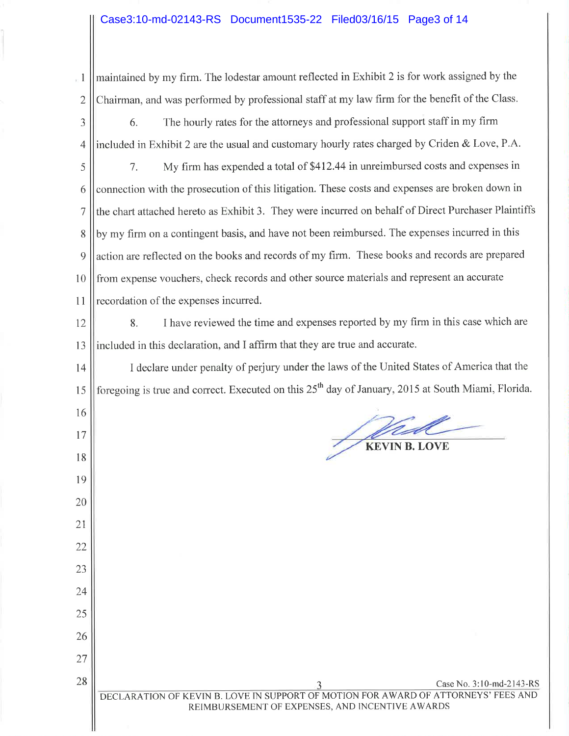maintained by my firm. The lodestar amount reflected in Exhibit 2 is for work assigned by the Chairman, and was performed by professional staff at my law firm for the benefit of the Class.

6. The hourly rates for the attorneys and professional support staff in my firm included in Exhibit 2 are the usual and customary hourly rates charged by Criden & Love, P.A.

7. My firm has expended a total of $412.44 in unreimbursed costs and expenses in connection with the prosecution of this litigation. These costs and expenses are broken down in the chart attached hereto as Exhibit 3. They were incurred on behalf of Direct Purchaser Plaintiffs by my firm on a contingent basis, and have not been reimbursed. The expenses incurred in this action are reflected on the books and records of my firm. These books and records are prepared from expense vouchers, check records and other source materials and represent an accurate recordation of the expenses incurred.

8. I have reviewed the time and expenses reported by my firm in this case which are included in this declaration, and I affirm that they are true and accurate.

I declare under penalty of perjury under the laws of the United States of America that the foregoing is true and correct. Executed on this 25th day of January, 2015 at South Miami, Florida.

**KEVIN B. LOVE**

Case No. 3:10-md-2143-RS

DECLARATION OF KEVIN B. LOVE IN SUPPORT OF MOTION FOR AWARD OF ATTORNEYS' FEES AND REIMBURSEMENT OF EXPENSES, AND INCENTIVE AWARDS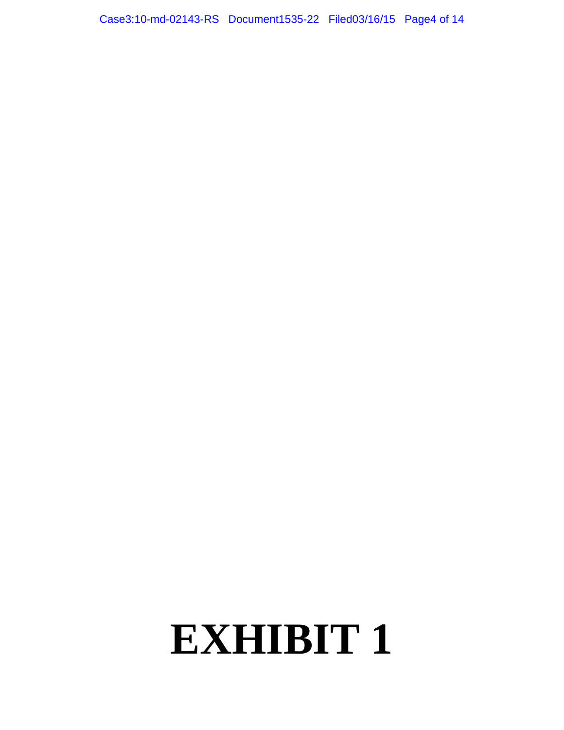# EXHIBIT 1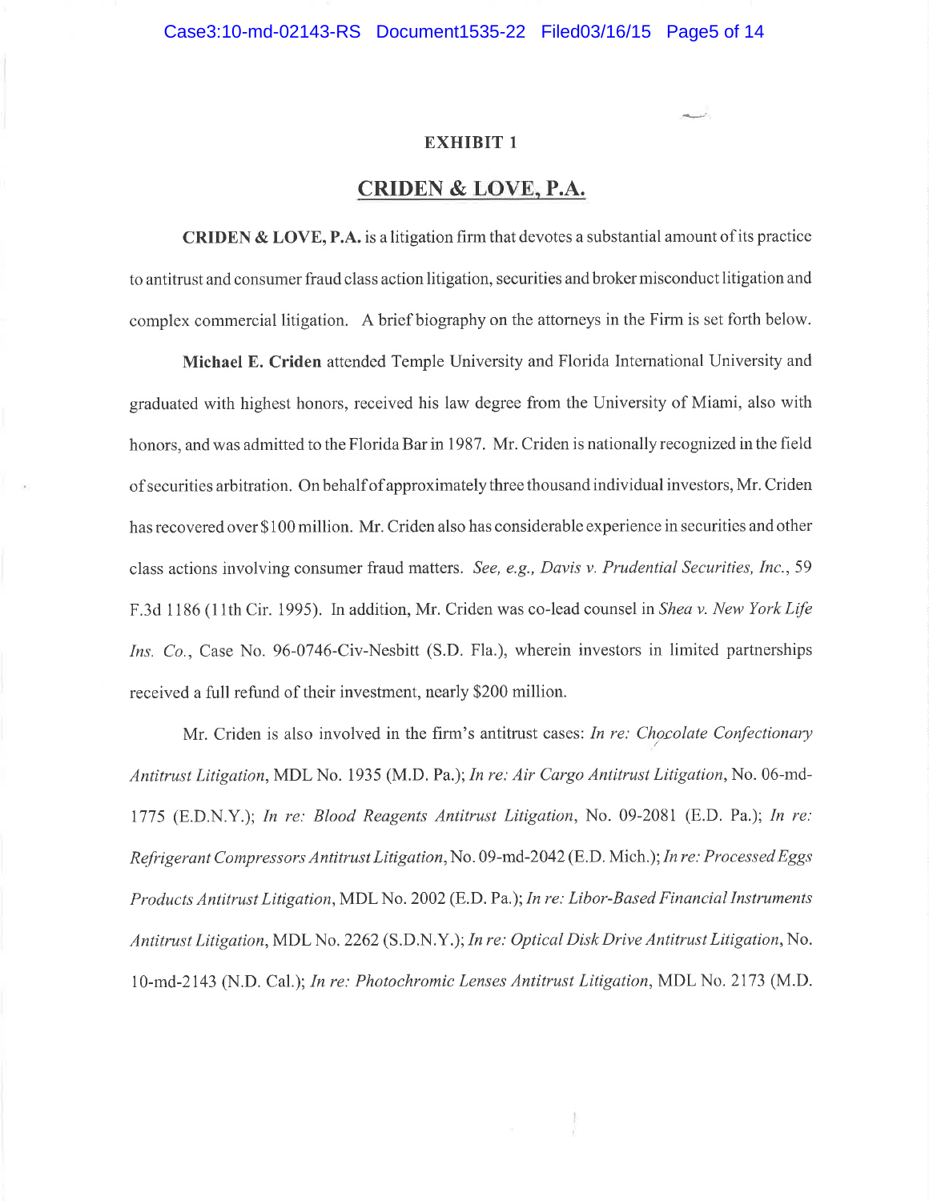**EXHIBIT 1**

## CRIDEN & LOVE, P.A.

**CRIDEN & LOVE, P.A.** is a litigation firm that devotes a substantial amount of its practice to antitrust and consumer fraud class action litigation, securities and broker misconduct litigation and complex commercial litigation. A brief biography on the attorneys in the Firm is set forth below.

**Michael E. Criden** attended Temple University and Florida International University and graduated with highest honors, received his law degree from the University of Miami, also with honors, and was admitted to the Florida Bar in 1987. Mr. Criden is nationally recognized in the field of securities arbitration. On behalf of approximately three thousand individual investors, Mr. Criden has recovered over $100 million. Mr. Criden also has considerable experience in securities and other class actions involving consumer fraud matters. *See, e.g., Davis v. Prudential Securities, Inc.*, 59 F.3d 1186 (11th Cir. 1995). In addition, Mr. Criden was co-lead counsel in *Shea v. New York Life Ins. Co.*, Case No. 96-0746-Civ-Nesbitt (S.D. Fla.), wherein investors in limited partnerships received a full refund of their investment, nearly $200 million.

Mr. Criden is also involved in the firm's antitrust cases: *In re: Chocolate Confectionary Antitrust Litigation*, MDL No. 1935 (M.D. Pa.); *In re: Air Cargo Antitrust Litigation*, No. 06-md-1775 (E.D.N.Y.); *In re: Blood Reagents Antitrust Litigation*, No. 09-2081 (E.D. Pa.); *In re: Refrigerant Compressors Antitrust Litigation*, No. 09-md-2042 (E.D. Mich.); *In re: Processed Eggs Products Antitrust Litigation*, MDL No. 2002 (E.D. Pa.); *In re: Libor-Based Financial Instruments Antitrust Litigation*, MDL No. 2262 (S.D.N.Y.); *In re: Optical Disk Drive Antitrust Litigation*, No. 10-md-2143 (N.D. Cal.); *In re: Photochromic Lenses Antitrust Litigation*, MDL No. 2173 (M.D.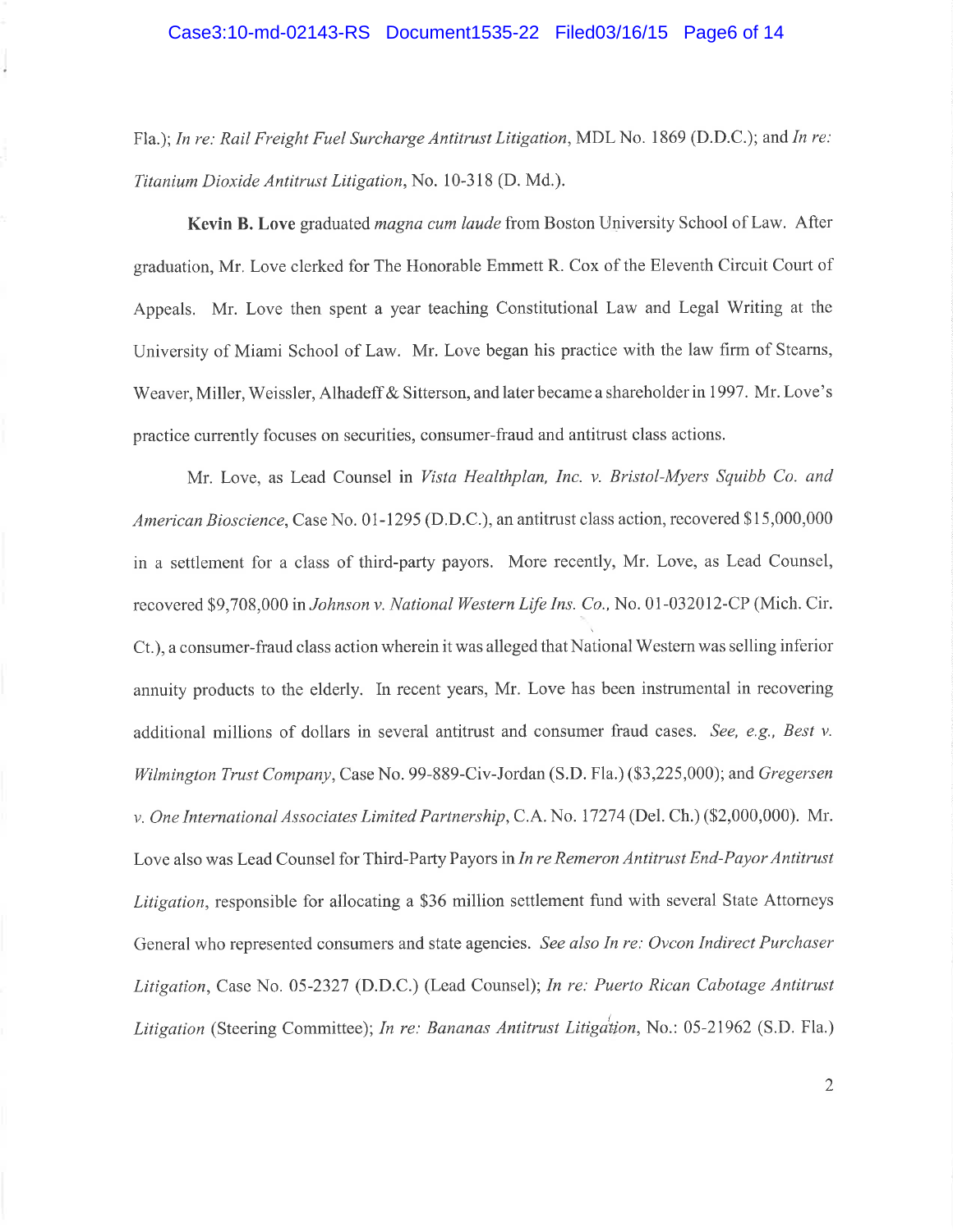Fla.); *In re: Rail Freight Fuel Surcharge Antitrust Litigation*, MDL No. 1869 (D.D.C.); and *In re: Titanium Dioxide Antitrust Litigation*, No. 10-318 (D. Md.).

**Kevin B. Love** graduated *magna cum laude* from Boston University School of Law. After graduation, Mr. Love clerked for The Honorable Emmett R. Cox of the Eleventh Circuit Court of Appeals. Mr. Love then spent a year teaching Constitutional Law and Legal Writing at the University of Miami School of Law. Mr. Love began his practice with the law firm of Stearns, Weaver, Miller, Weissler, Alhadeff & Sitterson, and later became a shareholder in 1997. Mr. Love's practice currently focuses on securities, consumer-fraud and antitrust class actions.

Mr. Love, as Lead Counsel in *Vista Healthplan, Inc. v. Bristol-Myers Squibb Co. and American Bioscience*, Case No. 01-1295 (D.D.C.), an antitrust class action, recovered $15,000,000 in a settlement for a class of third-party payors. More recently, Mr. Love, as Lead Counsel, recovered $9,708,000 in *Johnson v. National Western Life Ins. Co.*, No. 01-032012-CP (Mich. Cir. Ct.), a consumer-fraud class action wherein it was alleged that National Western was selling inferior annuity products to the elderly. In recent years, Mr. Love has been instrumental in recovering additional millions of dollars in several antitrust and consumer fraud cases. *See, e.g., Best v. Wilmington Trust Company*, Case No. 99-889-Civ-Jordan (S.D. Fla.) ($3,225,000); and *Gregersen v. One International Associates Limited Partnership*, C.A. No. 17274 (Del. Ch.) ($2,000,000). Mr. Love also was Lead Counsel for Third-Party Payors in *In re Remeron Antitrust End-Payor Antitrust Litigation*, responsible for allocating a $36 million settlement fund with several State Attorneys General who represented consumers and state agencies. *See also In re: Ovcon Indirect Purchaser Litigation*, Case No. 05-2327 (D.D.C.) (Lead Counsel); *In re: Puerto Rican Cabotage Antitrust Litigation* (Steering Committee); *In re: Bananas Antitrust Litigation*, No.: 05-21962 (S.D. Fla.)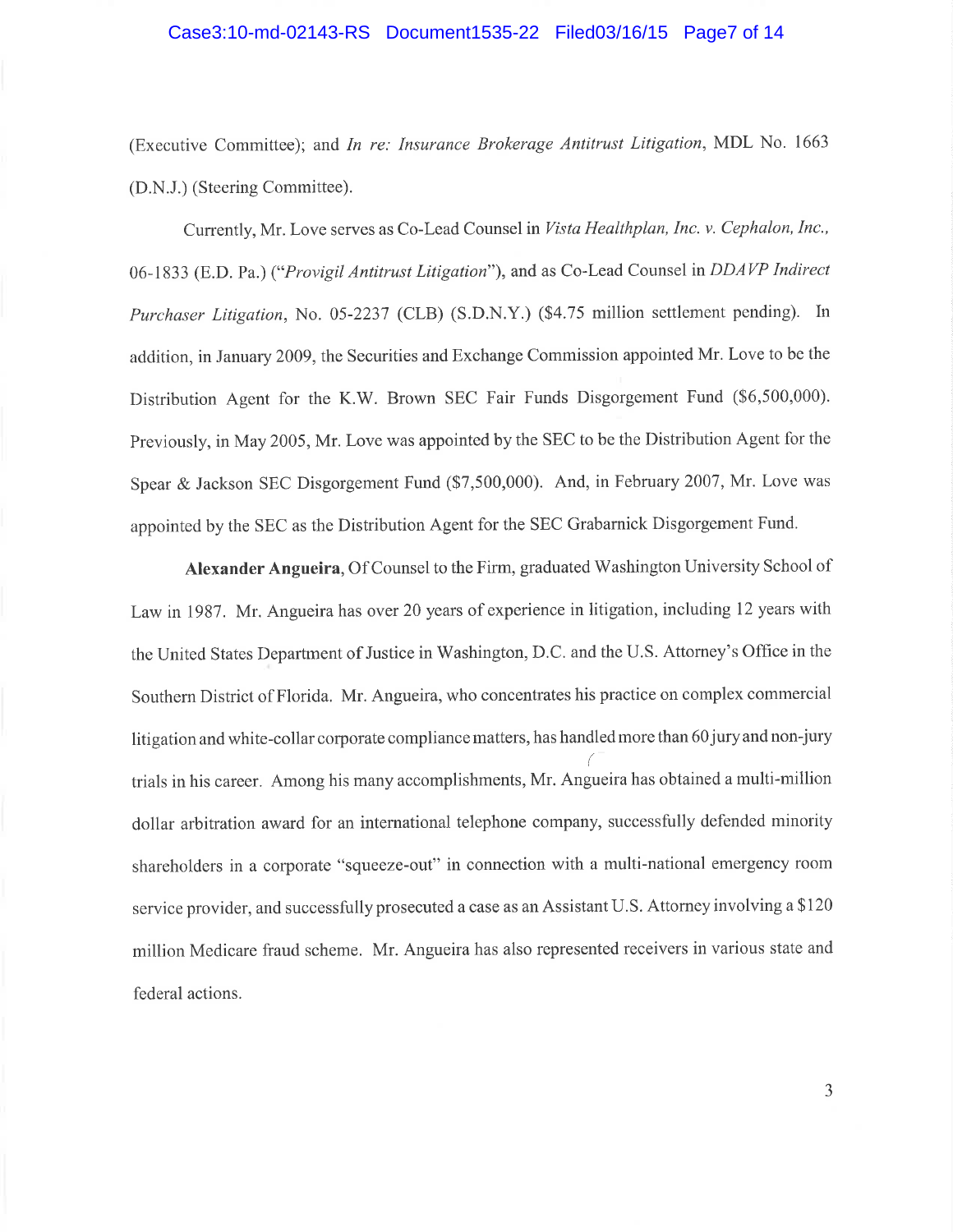(Executive Committee); and *In re: Insurance Brokerage Antitrust Litigation*, MDL No. 1663 (D.N.J.) (Steering Committee).

Currently, Mr. Love serves as Co-Lead Counsel in *Vista Healthplan, Inc. v. Cephalon, Inc.*, 06-1833 (E.D. Pa.) ("*Provigil Antitrust Litigation*"), and as Co-Lead Counsel in *DDAVP Indirect Purchaser Litigation*, No. 05-2237 (CLB) (S.D.N.Y.) ($4.75 million settlement pending). In addition, in January 2009, the Securities and Exchange Commission appointed Mr. Love to be the Distribution Agent for the K.W. Brown SEC Fair Funds Disgorgement Fund ($6,500,000). Previously, in May 2005, Mr. Love was appointed by the SEC to be the Distribution Agent for the Spear & Jackson SEC Disgorgement Fund ($7,500,000). And, in February 2007, Mr. Love was appointed by the SEC as the Distribution Agent for the SEC Grabarnick Disgorgement Fund.

**Alexander Angueira**, Of Counsel to the Firm, graduated Washington University School of Law in 1987. Mr. Angueira has over 20 years of experience in litigation, including 12 years with the United States Department of Justice in Washington, D.C. and the U.S. Attorney's Office in the Southern District of Florida. Mr. Angueira, who concentrates his practice on complex commercial litigation and white-collar corporate compliance matters, has handled more than 60 jury and non-jury trials in his career. Among his many accomplishments, Mr. Angueira has obtained a multi-million dollar arbitration award for an international telephone company, successfully defended minority shareholders in a corporate "squeeze-out" in connection with a multi-national emergency room service provider, and successfully prosecuted a case as an Assistant U.S. Attorney involving a $120 million Medicare fraud scheme. Mr. Angueira has also represented receivers in various state and federal actions.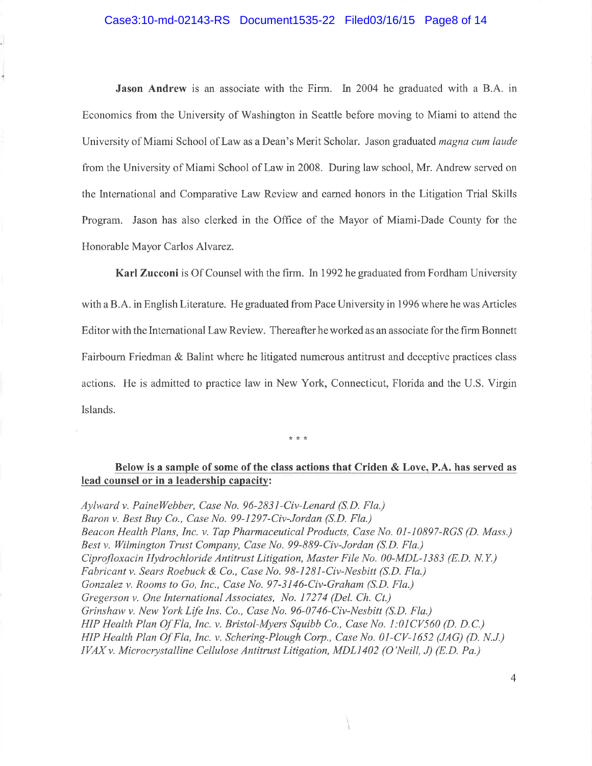**Jason Andrew** is an associate with the Firm. In 2004 he graduated with a B.A. in Economics from the University of Washington in Seattle before moving to Miami to attend the University of Miami School of Law as a Dean's Merit Scholar. Jason graduated *magna cum laude* from the University of Miami School of Law in 2008. During law school, Mr. Andrew served on the International and Comparative Law Review and earned honors in the Litigation Trial Skills Program. Jason has also clerked in the Office of the Mayor of Miami-Dade County for the Honorable Mayor Carlos Alvarez.

**Karl Zucconi** is Of Counsel with the firm. In 1992 he graduated from Fordham University with a B.A. in English Literature. He graduated from Pace University in 1996 where he was Articles Editor with the International Law Review. Thereafter he worked as an associate for the firm Bonnett Fairbourn Friedman & Balint where he litigated numerous antitrust and deceptive practices class actions. He is admitted to practice law in New York, Connecticut, Florida and the U.S. Virgin Islands.

\* \* \*

**Below is a sample of some of the class actions that Criden & Love, P.A. has served as lead counsel or in a leadership capacity:**

*Aylward v. PaineWebber, Case No. 96-2831-Civ-Lenard (S.D. Fla.)*
*Baron v. Best Buy Co., Case No. 99-1297-Civ-Jordan (S.D. Fla.)*
*Beacon Health Plans, Inc. v. Tap Pharmaceutical Products, Case No. 01-10897-RGS (D. Mass.)*
*Best v. Wilmington Trust Company, Case No. 99-889-Civ-Jordan (S.D. Fla.)*
*Ciprofloxacin Hydrochloride Antitrust Litigation, Master File No. 00-MDL-1383 (E.D. N.Y.)*
*Fabricant v. Sears Roebuck & Co., Case No. 98-1281-Civ-Nesbitt (S.D. Fla.)*
*Gonzalez v. Rooms to Go, Inc., Case No. 97-3146-Civ-Graham (S.D. Fla.)*
*Gregerson v. One International Associates, No. 17274 (Del. Ch. Ct.)*
*Grinshaw v. New York Life Ins. Co., Case No. 96-0746-Civ-Nesbitt (S.D. Fla.)*
*HIP Health Plan Of Fla, Inc. v. Bristol-Myers Squibb Co., Case No. 1:01CV560 (D. D.C.)*
*HIP Health Plan Of Fla, Inc. v. Schering-Plough Corp., Case No. 01-CV-1652 (JAG) (D. N.J.)*
*IVAX v. Microcrystalline Cellulose Antitrust Litigation, MDL1402 (O'Neill, J) (E.D. Pa.)*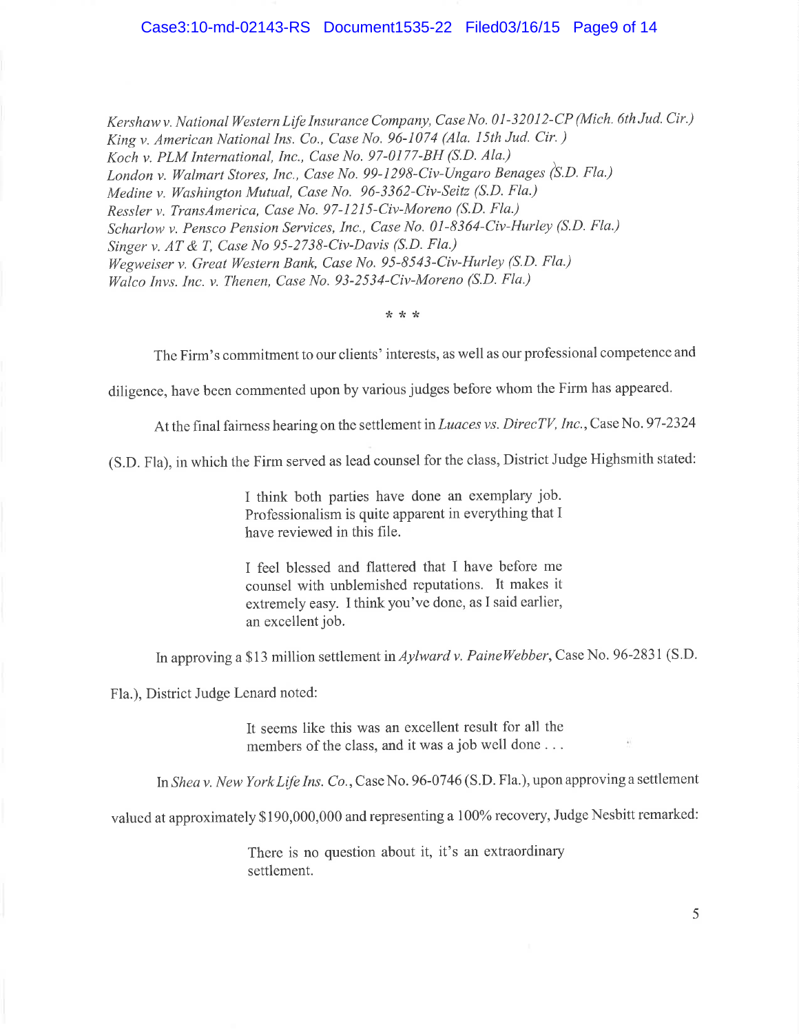*Kershaw v. National Western Life Insurance Company, Case No. 01-32012-CP (Mich. 6th Jud. Cir.)*
*King v. American National Ins. Co., Case No. 96-1074 (Ala. 15th Jud. Cir. )*
*Koch v. PLM International, Inc., Case No. 97-0177-BH (S.D. Ala.)*
*London v. Walmart Stores, Inc., Case No. 99-1298-Civ-Ungaro Benages (S.D. Fla.)*
*Medine v. Washington Mutual, Case No. 96-3362-Civ-Seitz (S.D. Fla.)*
*Ressler v. TransAmerica, Case No. 97-1215-Civ-Moreno (S.D. Fla.)*
*Scharlow v. Pensco Pension Services, Inc., Case No. 01-8364-Civ-Hurley (S.D. Fla.)*
*Singer v. AT & T, Case No 95-2738-Civ-Davis (S.D. Fla.)*
*Wegweiser v. Great Western Bank, Case No. 95-8543-Civ-Hurley (S.D. Fla.)*
*Walco Invs. Inc. v. Thenen, Case No. 93-2534-Civ-Moreno (S.D. Fla.)*

\* \* \*

The Firm's commitment to our clients' interests, as well as our professional competence and diligence, have been commented upon by various judges before whom the Firm has appeared.

At the final fairness hearing on the settlement in *Luaces vs. DirecTV, Inc.*, Case No. 97-2324 (S.D. Fla), in which the Firm served as lead counsel for the class, District Judge Highsmith stated:

> I think both parties have done an exemplary job. Professionalism is quite apparent in everything that I have reviewed in this file.
>
> I feel blessed and flattered that I have before me counsel with unblemished reputations. It makes it extremely easy. I think you've done, as I said earlier, an excellent job.

In approving a $13 million settlement in *Aylward v. PaineWebber*, Case No. 96-2831 (S.D. Fla.), District Judge Lenard noted:

> It seems like this was an excellent result for all the members of the class, and it was a job well done . . .

In *Shea v. New York Life Ins. Co.*, Case No. 96-0746 (S.D. Fla.), upon approving a settlement valued at approximately $190,000,000 and representing a 100% recovery, Judge Nesbitt remarked:

> There is no question about it, it's an extraordinary settlement.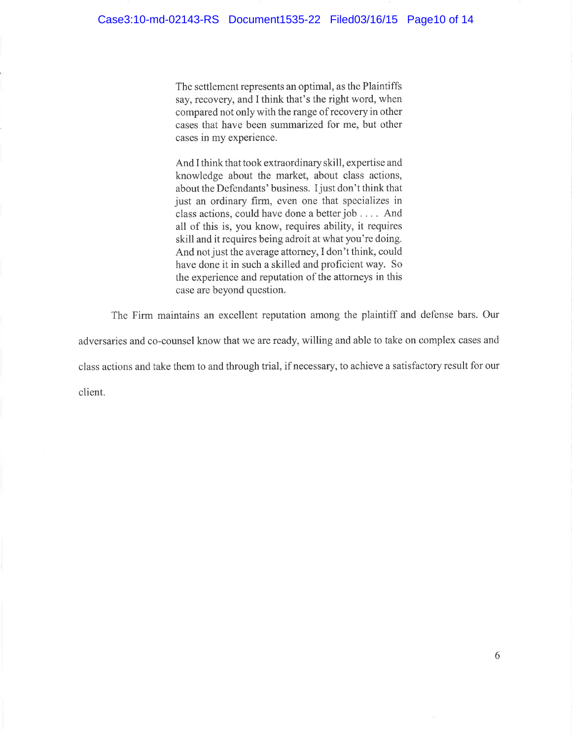> The settlement represents an optimal, as the Plaintiffs say, recovery, and I think that's the right word, when compared not only with the range of recovery in other cases that have been summarized for me, but other cases in my experience.
>
> And I think that took extraordinary skill, expertise and knowledge about the market, about class actions, about the Defendants' business. I just don't think that just an ordinary firm, even one that specializes in class actions, could have done a better job . . . . And all of this is, you know, requires ability, it requires skill and it requires being adroit at what you're doing. And not just the average attorney, I don't think, could have done it in such a skilled and proficient way. So the experience and reputation of the attorneys in this case are beyond question.

The Firm maintains an excellent reputation among the plaintiff and defense bars. Our adversaries and co-counsel know that we are ready, willing and able to take on complex cases and class actions and take them to and through trial, if necessary, to achieve a satisfactory result for our client.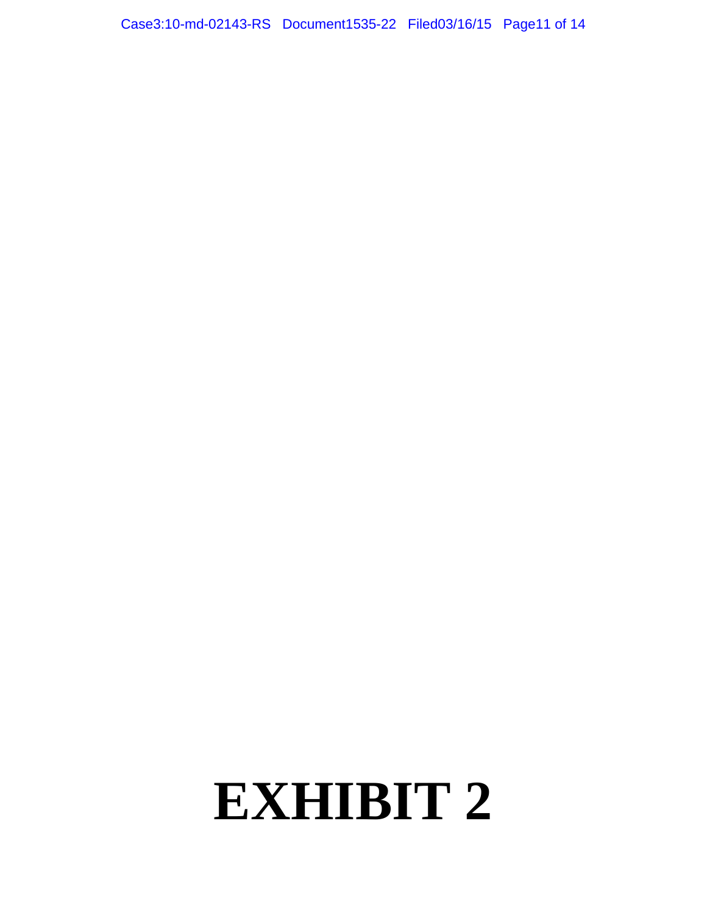# EXHIBIT 2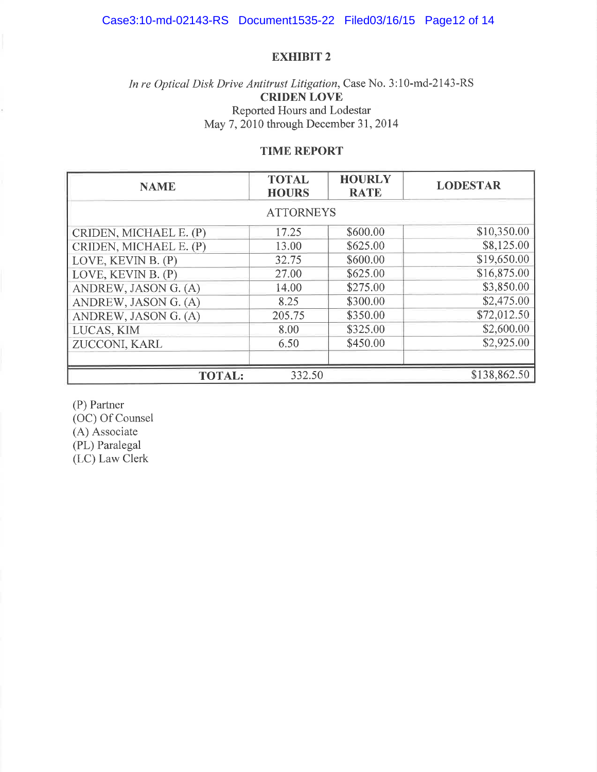# EXHIBIT 2

*In re Optical Disk Drive Antitrust Litigation*, Case No. 3:10-md-2143-RS

**CRIDEN LOVE**

Reported Hours and Lodestar

May 7, 2010 through December 31, 2014

## TIME REPORT

| NAME | TOTAL HOURS | HOURLY RATE | LODESTAR |
|---|---|---|---|
| ATTORNEYS | | | |
| CRIDEN, MICHAEL E. (P) | 17.25 | $600.00 | $10,350.00 |
| CRIDEN, MICHAEL E. (P) | 13.00 | $625.00 | $8,125.00 |
| LOVE, KEVIN B. (P) | 32.75 | $600.00 | $19,650.00 |
| LOVE, KEVIN B. (P) | 27.00 | $625.00 | $16,875.00 |
| ANDREW, JASON G. (A) | 14.00 | $275.00 | $3,850.00 |
| ANDREW, JASON G. (A) | 8.25 | $300.00 | $2,475.00 |
| ANDREW, JASON G. (A) | 205.75 | $350.00 | $72,012.50 |
| LUCAS, KIM | 8.00 | $325.00 | $2,600.00 |
| ZUCCONI, KARL | 6.50 | $450.00 | $2,925.00 |
| | | | |
| **TOTAL:** | 332.50 | | $138,862.50 |

(P) Partner
(OC) Of Counsel
(A) Associate
(PL) Paralegal
(LC) Law Clerk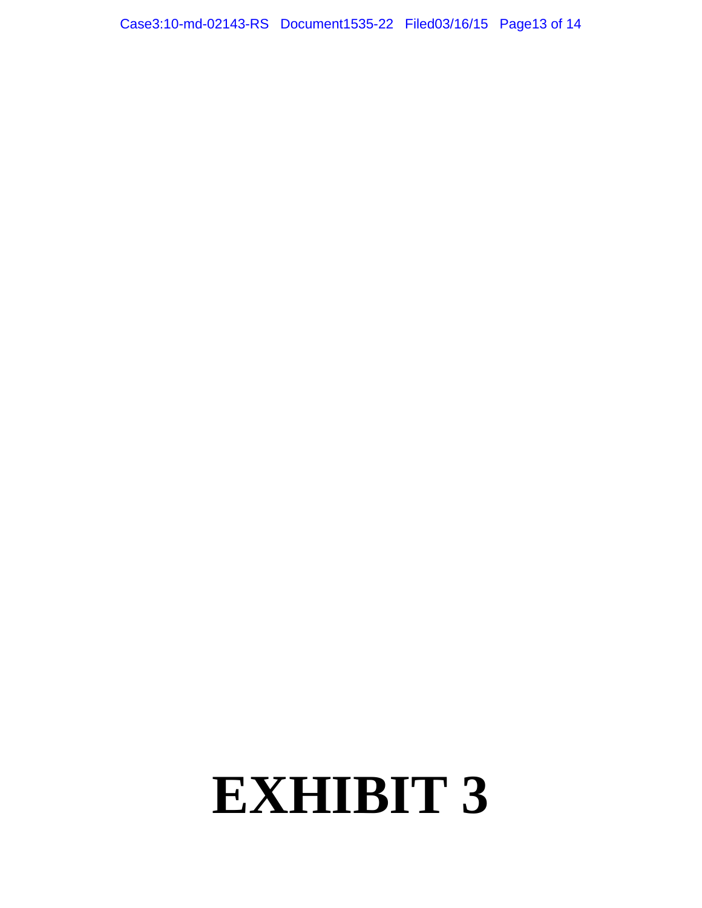# EXHIBIT 3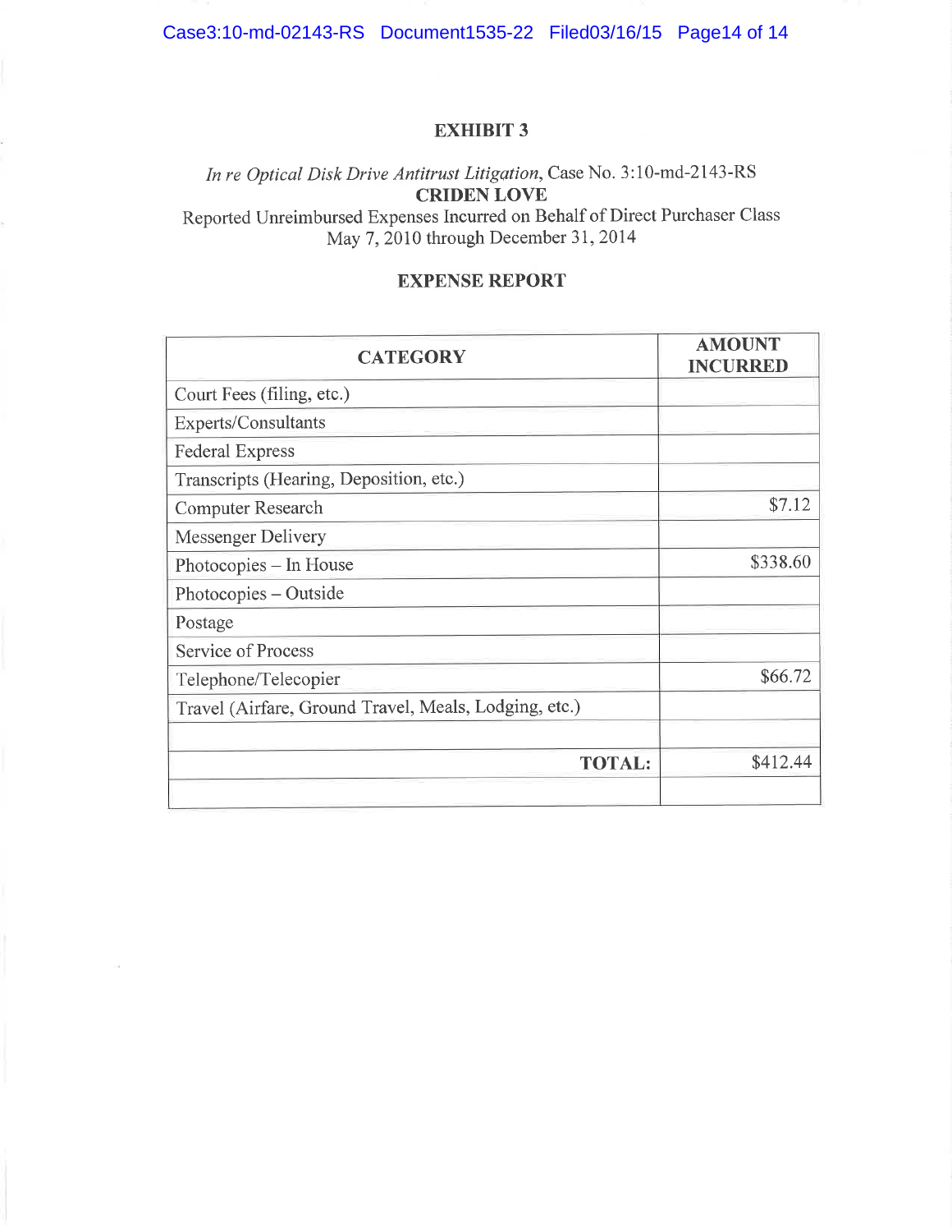# EXHIBIT 3

*In re Optical Disk Drive Antitrust Litigation*, Case No. 3:10-md-2143-RS
**CRIDEN LOVE**
Reported Unreimbursed Expenses Incurred on Behalf of Direct Purchaser Class
May 7, 2010 through December 31, 2014

## EXPENSE REPORT

| CATEGORY | AMOUNT INCURRED |
|---|---|
| Court Fees (filing, etc.) | |
| Experts/Consultants | |
| Federal Express | |
| Transcripts (Hearing, Deposition, etc.) | |
| Computer Research | $7.12 |
| Messenger Delivery | |
| Photocopies – In House | $338.60 |
| Photocopies – Outside | |
| Postage | |
| Service of Process | |
| Telephone/Telecopier | $66.72 |
| Travel (Airfare, Ground Travel, Meals, Lodging, etc.) | |
| | |
| **TOTAL:** | $412.44 |
| | |